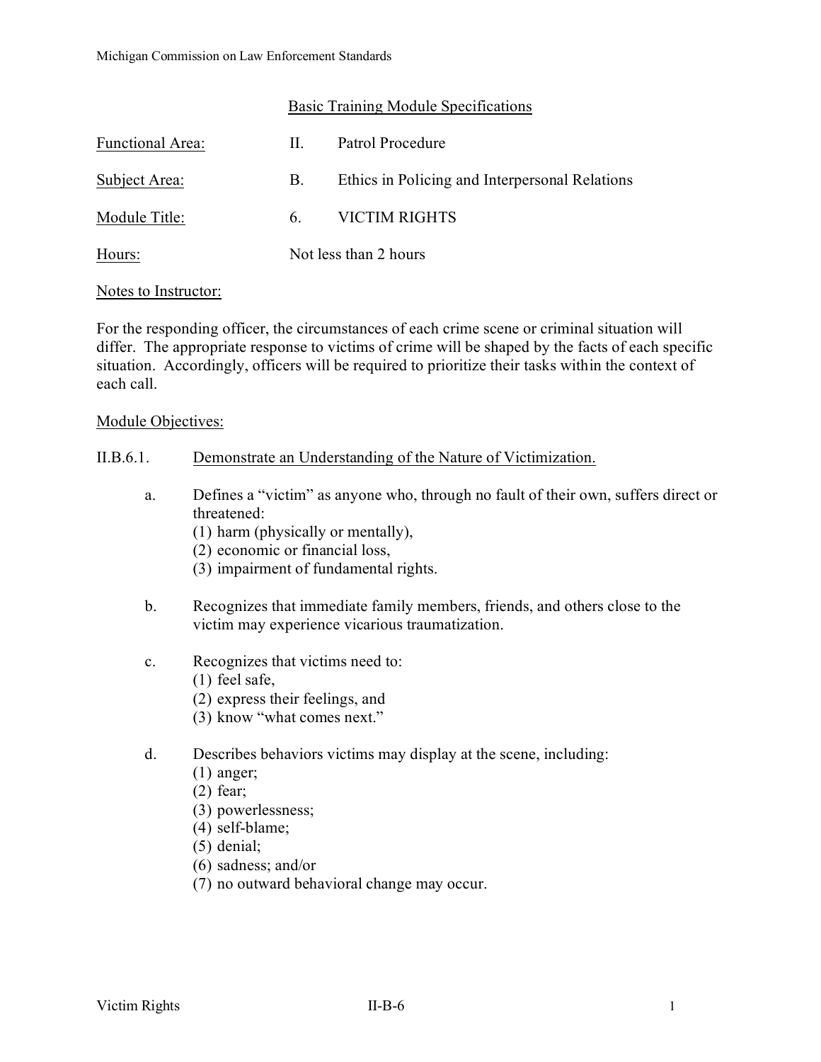Michigan Commission on Law Enforcement Standards

## Basic Training Module Specifications

| | | |
|---|---|---|
| Functional Area: | II. | Patrol Procedure |
| Subject Area: | B. | Ethics in Policing and Interpersonal Relations |
| Module Title: | 6. | VICTIM RIGHTS |
| Hours: | Not less than 2 hours | |

Notes to Instructor:

For the responding officer, the circumstances of each crime scene or criminal situation will differ. The appropriate response to victims of crime will be shaped by the facts of each specific situation. Accordingly, officers will be required to prioritize their tasks within the context of each call.

Module Objectives:

II.B.6.1. Demonstrate an Understanding of the Nature of Victimization.

a. Defines a "victim" as anyone who, through no fault of their own, suffers direct or threatened:
   (1) harm (physically or mentally),
   (2) economic or financial loss,
   (3) impairment of fundamental rights.

b. Recognizes that immediate family members, friends, and others close to the victim may experience vicarious traumatization.

c. Recognizes that victims need to:
   (1) feel safe,
   (2) express their feelings, and
   (3) know "what comes next."

d. Describes behaviors victims may display at the scene, including:
   (1) anger;
   (2) fear;
   (3) powerlessness;
   (4) self-blame;
   (5) denial;
   (6) sadness; and/or
   (7) no outward behavioral change may occur.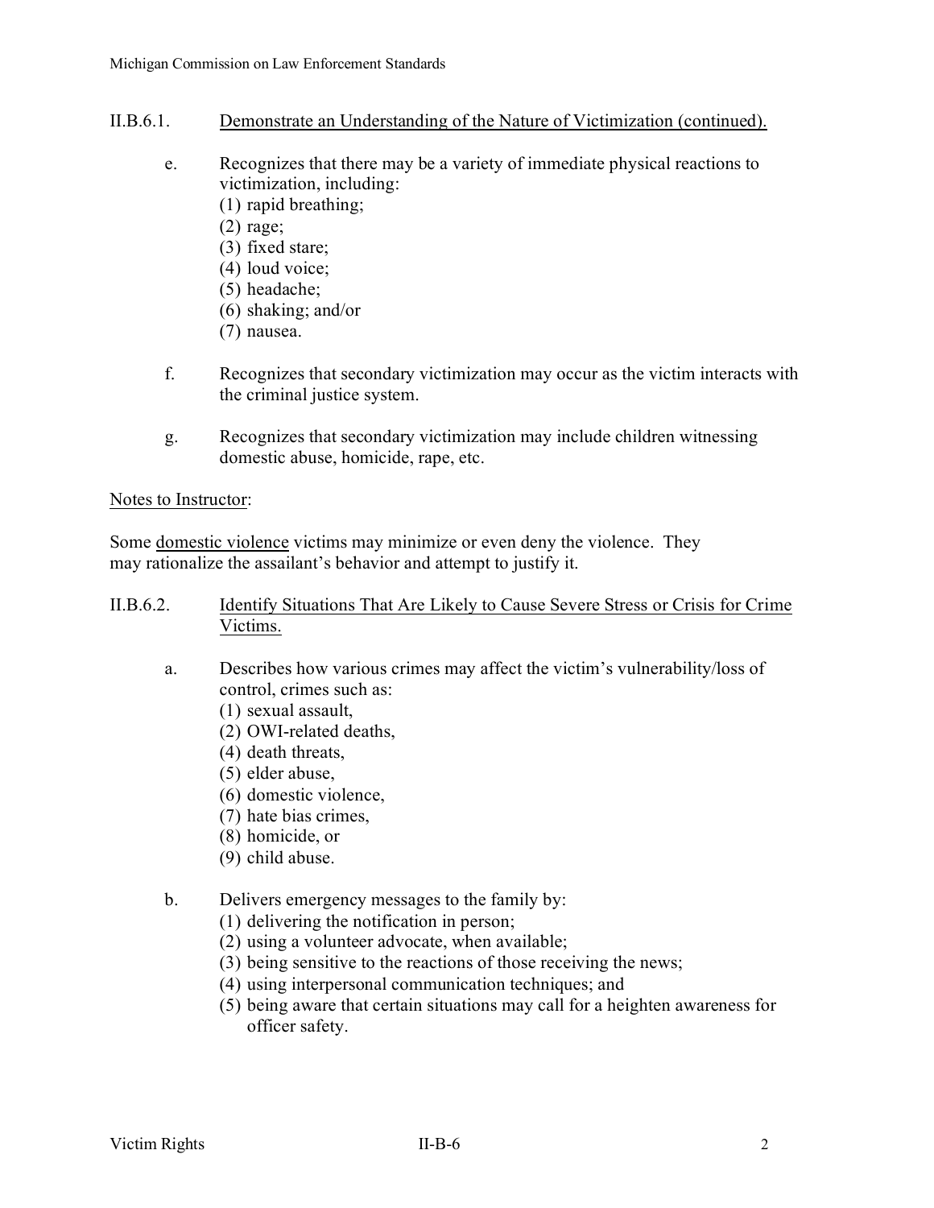## II.B.6.1. Demonstrate an Understanding of the Nature of Victimization (continued).

e. Recognizes that there may be a variety of immediate physical reactions to victimization, including:
   (1) rapid breathing;
   (2) rage;
   (3) fixed stare;
   (4) loud voice;
   (5) headache;
   (6) shaking; and/or
   (7) nausea.

f. Recognizes that secondary victimization may occur as the victim interacts with the criminal justice system.

g. Recognizes that secondary victimization may include children witnessing domestic abuse, homicide, rape, etc.

Notes to Instructor:

Some domestic violence victims may minimize or even deny the violence. They may rationalize the assailant's behavior and attempt to justify it.

## II.B.6.2. Identify Situations That Are Likely to Cause Severe Stress or Crisis for Crime Victims.

a. Describes how various crimes may affect the victim's vulnerability/loss of control, crimes such as:
   (1) sexual assault,
   (2) OWI-related deaths,
   (4) death threats,
   (5) elder abuse,
   (6) domestic violence,
   (7) hate bias crimes,
   (8) homicide, or
   (9) child abuse.

b. Delivers emergency messages to the family by:
   (1) delivering the notification in person;
   (2) using a volunteer advocate, when available;
   (3) being sensitive to the reactions of those receiving the news;
   (4) using interpersonal communication techniques; and
   (5) being aware that certain situations may call for a heighten awareness for officer safety.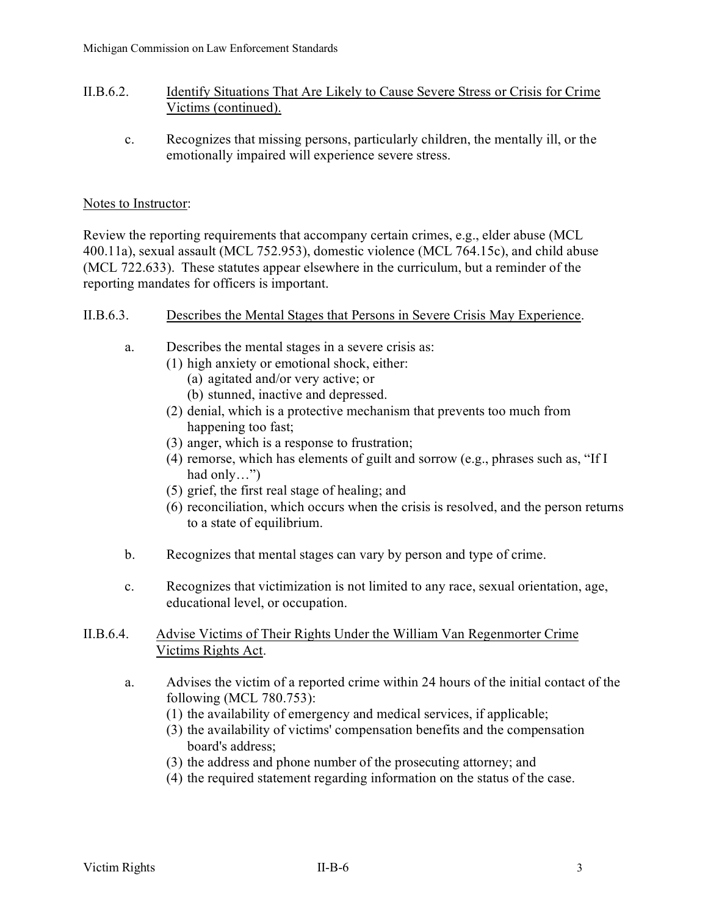II.B.6.2. Identify Situations That Are Likely to Cause Severe Stress or Crisis for Crime Victims (continued).

c. Recognizes that missing persons, particularly children, the mentally ill, or the emotionally impaired will experience severe stress.

Notes to Instructor:

Review the reporting requirements that accompany certain crimes, e.g., elder abuse (MCL 400.11a), sexual assault (MCL 752.953), domestic violence (MCL 764.15c), and child abuse (MCL 722.633). These statutes appear elsewhere in the curriculum, but a reminder of the reporting mandates for officers is important.

II.B.6.3. Describes the Mental Stages that Persons in Severe Crisis May Experience.

a. Describes the mental stages in a severe crisis as:
   (1) high anxiety or emotional shock, either:
      (a) agitated and/or very active; or
      (b) stunned, inactive and depressed.
   (2) denial, which is a protective mechanism that prevents too much from happening too fast;
   (3) anger, which is a response to frustration;
   (4) remorse, which has elements of guilt and sorrow (e.g., phrases such as, "If I had only…")
   (5) grief, the first real stage of healing; and
   (6) reconciliation, which occurs when the crisis is resolved, and the person returns to a state of equilibrium.

b. Recognizes that mental stages can vary by person and type of crime.

c. Recognizes that victimization is not limited to any race, sexual orientation, age, educational level, or occupation.

II.B.6.4. Advise Victims of Their Rights Under the William Van Regenmorter Crime Victims Rights Act.

a. Advises the victim of a reported crime within 24 hours of the initial contact of the following (MCL 780.753):
   (1) the availability of emergency and medical services, if applicable;
   (3) the availability of victims' compensation benefits and the compensation board's address;
   (3) the address and phone number of the prosecuting attorney; and
   (4) the required statement regarding information on the status of the case.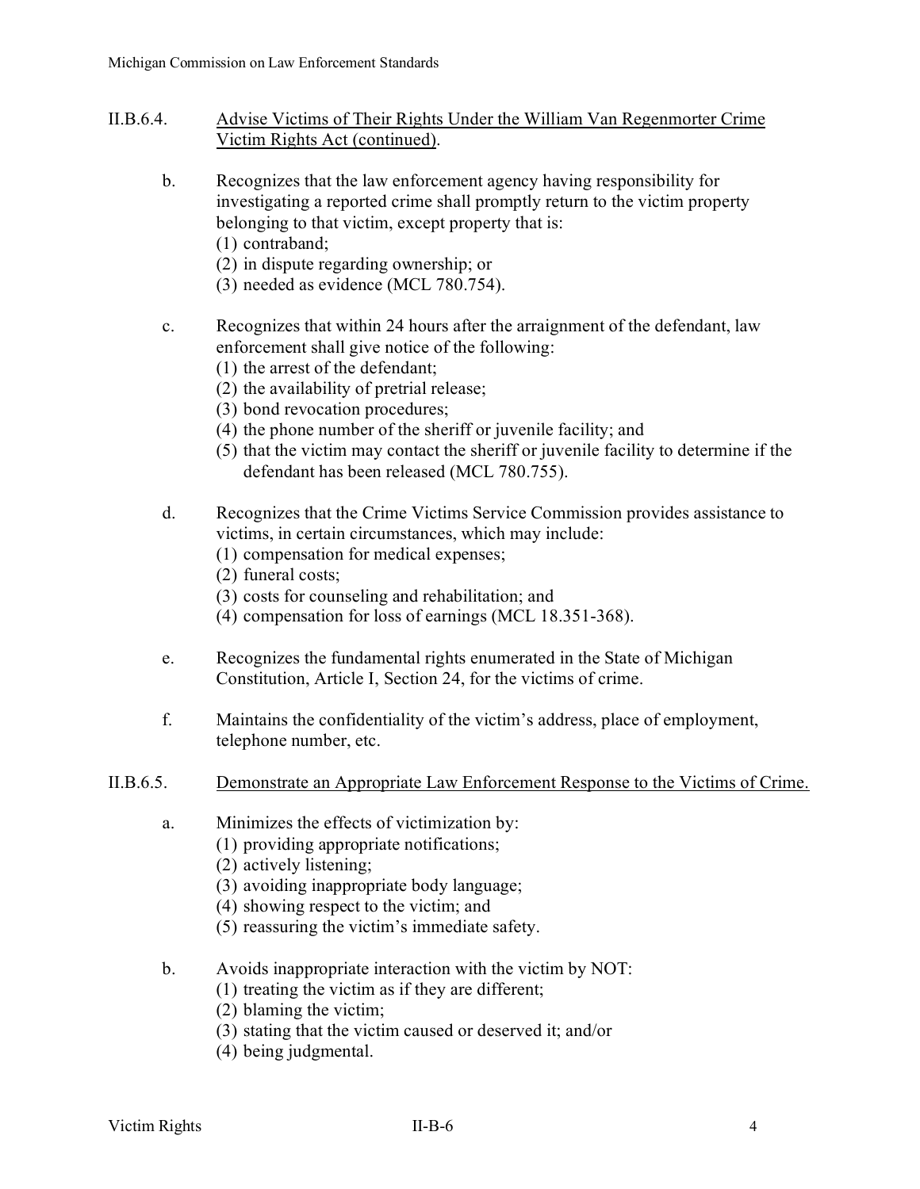II.B.6.4. <u>Advise Victims of Their Rights Under the William Van Regenmorter Crime Victim Rights Act (continued).</u>

b. Recognizes that the law enforcement agency having responsibility for investigating a reported crime shall promptly return to the victim property belonging to that victim, except property that is:
   (1) contraband;
   (2) in dispute regarding ownership; or
   (3) needed as evidence (MCL 780.754).

c. Recognizes that within 24 hours after the arraignment of the defendant, law enforcement shall give notice of the following:
   (1) the arrest of the defendant;
   (2) the availability of pretrial release;
   (3) bond revocation procedures;
   (4) the phone number of the sheriff or juvenile facility; and
   (5) that the victim may contact the sheriff or juvenile facility to determine if the defendant has been released (MCL 780.755).

d. Recognizes that the Crime Victims Service Commission provides assistance to victims, in certain circumstances, which may include:
   (1) compensation for medical expenses;
   (2) funeral costs;
   (3) costs for counseling and rehabilitation; and
   (4) compensation for loss of earnings (MCL 18.351-368).

e. Recognizes the fundamental rights enumerated in the State of Michigan Constitution, Article I, Section 24, for the victims of crime.

f. Maintains the confidentiality of the victim's address, place of employment, telephone number, etc.

II.B.6.5. <u>Demonstrate an Appropriate Law Enforcement Response to the Victims of Crime.</u>

a. Minimizes the effects of victimization by:
   (1) providing appropriate notifications;
   (2) actively listening;
   (3) avoiding inappropriate body language;
   (4) showing respect to the victim; and
   (5) reassuring the victim's immediate safety.

b. Avoids inappropriate interaction with the victim by NOT:
   (1) treating the victim as if they are different;
   (2) blaming the victim;
   (3) stating that the victim caused or deserved it; and/or
   (4) being judgmental.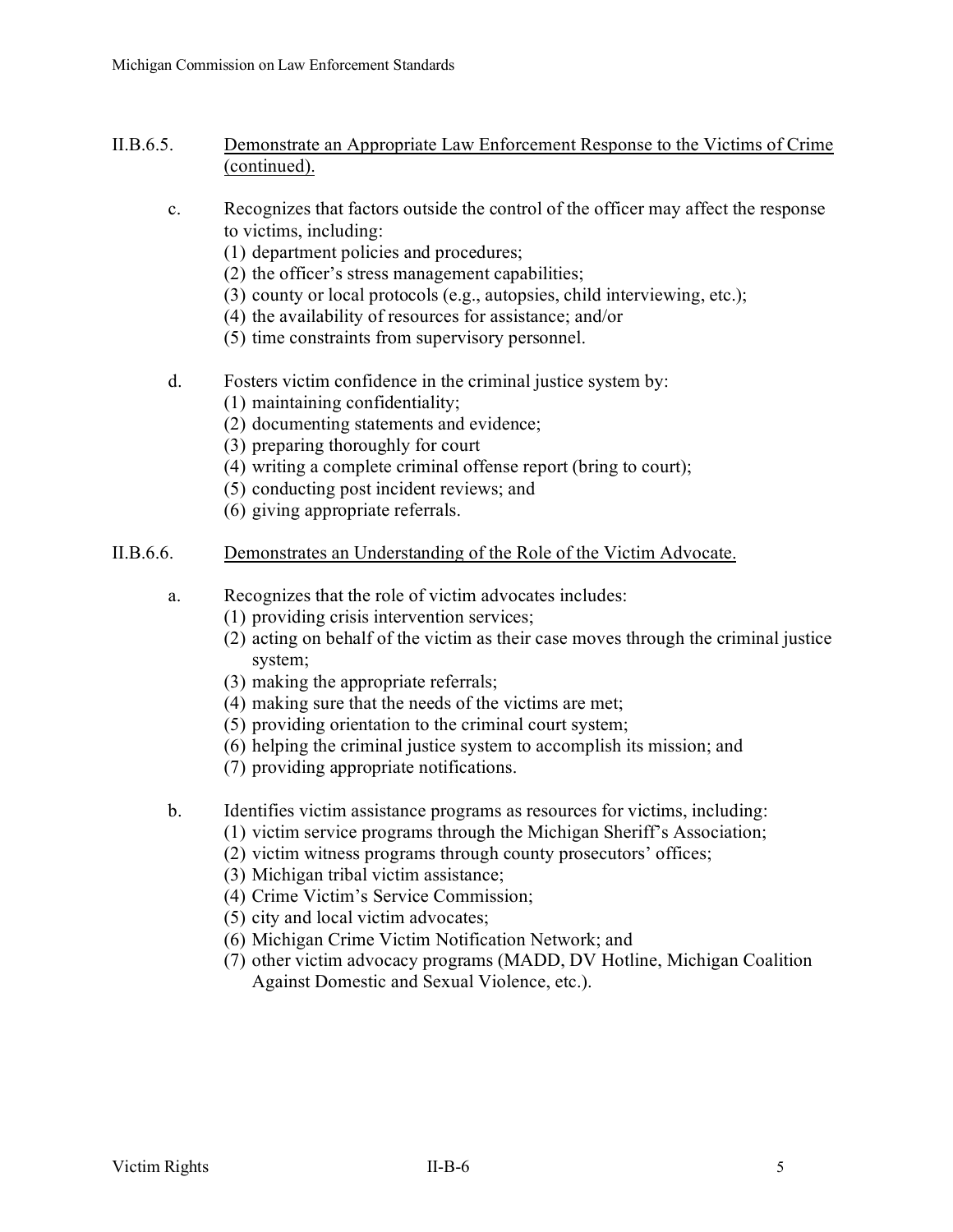## II.B.6.5. <u>Demonstrate an Appropriate Law Enforcement Response to the Victims of Crime (continued).</u>

c. Recognizes that factors outside the control of the officer may affect the response to victims, including:
   (1) department policies and procedures;
   (2) the officer's stress management capabilities;
   (3) county or local protocols (e.g., autopsies, child interviewing, etc.);
   (4) the availability of resources for assistance; and/or
   (5) time constraints from supervisory personnel.

d. Fosters victim confidence in the criminal justice system by:
   (1) maintaining confidentiality;
   (2) documenting statements and evidence;
   (3) preparing thoroughly for court
   (4) writing a complete criminal offense report (bring to court);
   (5) conducting post incident reviews; and
   (6) giving appropriate referrals.

## II.B.6.6. <u>Demonstrates an Understanding of the Role of the Victim Advocate.</u>

a. Recognizes that the role of victim advocates includes:
   (1) providing crisis intervention services;
   (2) acting on behalf of the victim as their case moves through the criminal justice system;
   (3) making the appropriate referrals;
   (4) making sure that the needs of the victims are met;
   (5) providing orientation to the criminal court system;
   (6) helping the criminal justice system to accomplish its mission; and
   (7) providing appropriate notifications.

b. Identifies victim assistance programs as resources for victims, including:
   (1) victim service programs through the Michigan Sheriff's Association;
   (2) victim witness programs through county prosecutors' offices;
   (3) Michigan tribal victim assistance;
   (4) Crime Victim's Service Commission;
   (5) city and local victim advocates;
   (6) Michigan Crime Victim Notification Network; and
   (7) other victim advocacy programs (MADD, DV Hotline, Michigan Coalition Against Domestic and Sexual Violence, etc.).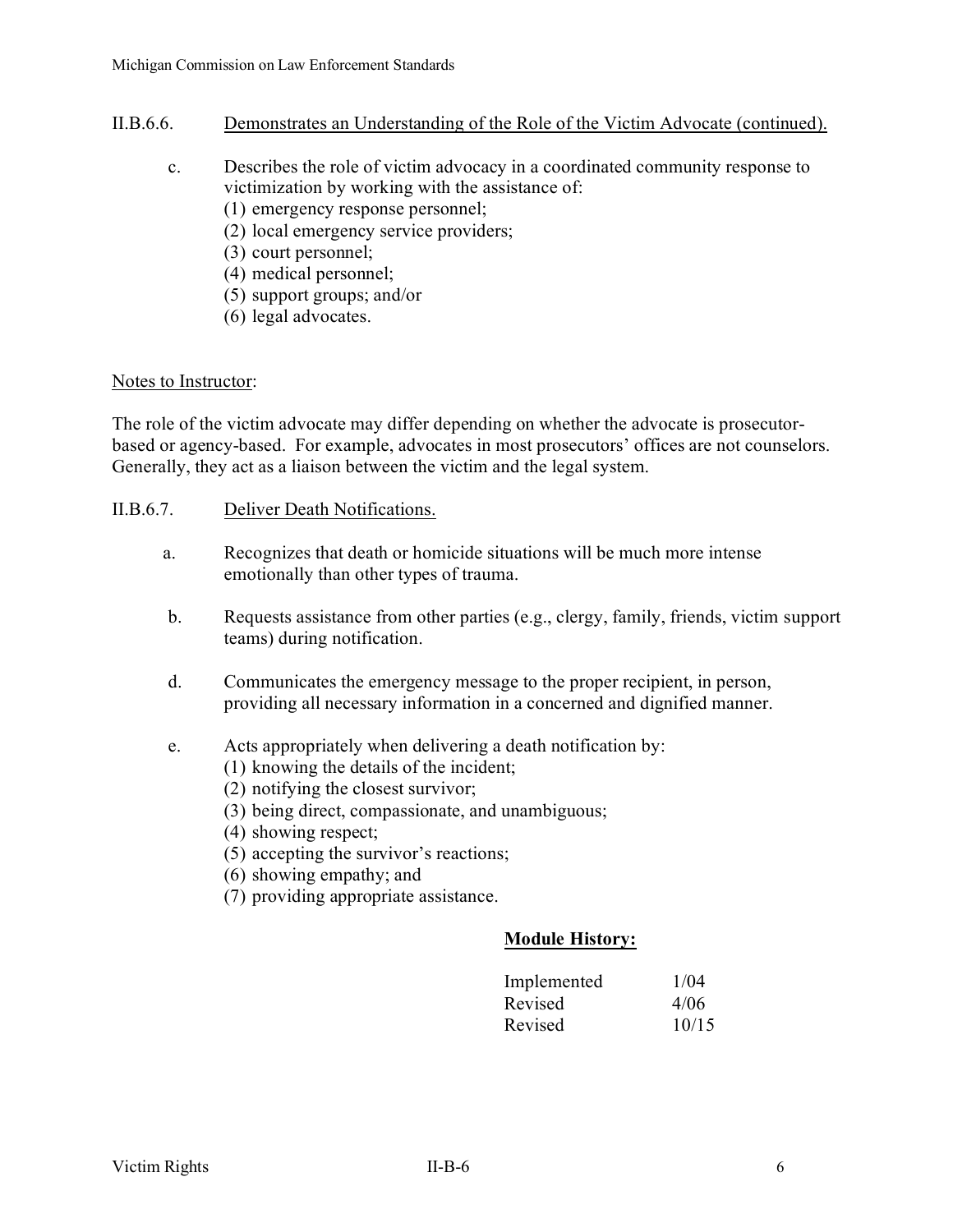II.B.6.6. Demonstrates an Understanding of the Role of the Victim Advocate (continued).

c. Describes the role of victim advocacy in a coordinated community response to victimization by working with the assistance of:
(1) emergency response personnel;
(2) local emergency service providers;
(3) court personnel;
(4) medical personnel;
(5) support groups; and/or
(6) legal advocates.

Notes to Instructor:

The role of the victim advocate may differ depending on whether the advocate is prosecutor-based or agency-based. For example, advocates in most prosecutors' offices are not counselors. Generally, they act as a liaison between the victim and the legal system.

II.B.6.7. Deliver Death Notifications.

a. Recognizes that death or homicide situations will be much more intense emotionally than other types of trauma.

b. Requests assistance from other parties (e.g., clergy, family, friends, victim support teams) during notification.

d. Communicates the emergency message to the proper recipient, in person, providing all necessary information in a concerned and dignified manner.

e. Acts appropriately when delivering a death notification by:
(1) knowing the details of the incident;
(2) notifying the closest survivor;
(3) being direct, compassionate, and unambiguous;
(4) showing respect;
(5) accepting the survivor's reactions;
(6) showing empathy; and
(7) providing appropriate assistance.

**Module History:**

| | |
|---|---|
| Implemented | 1/04 |
| Revised | 4/06 |
| Revised | 10/15 |